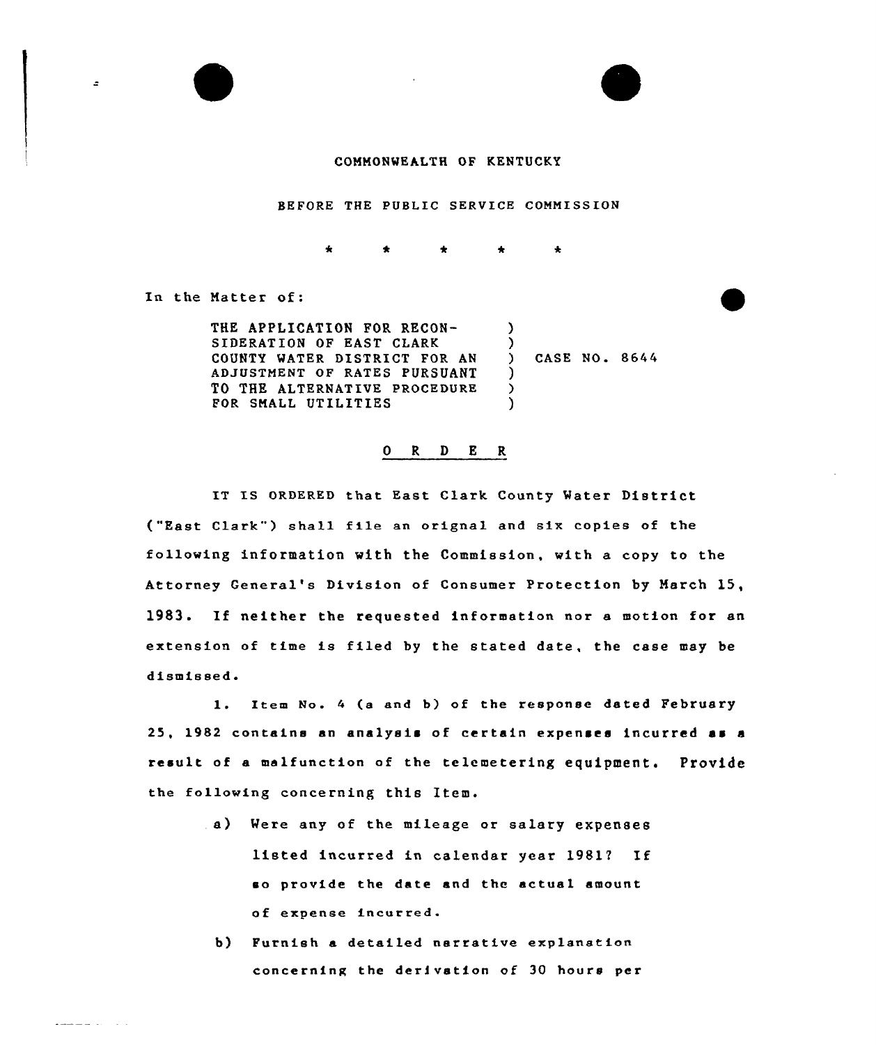COMMONWEALTH OF KENTUCKY

BEFORE THE PUBLIC SERVICE COMMISSION

\* \* \* \* \*

In the Matter of:

| | | |
|---|---|---|
| THE APPLICATION FOR RECONSIDERATION OF EAST CLARK COUNTY WATER DISTRICT FOR AN ADJUSTMENT OF RATES PURSUANT TO THE ALTERNATIVE PROCEDURE FOR SMALL UTILITIES | ) | CASE NO. 8644 |

O R D E R

IT IS ORDERED that East Clark County Water District ("East Clark") shall file an orignal and six copies of the following information with the Commission, with a copy to the Attorney General's Division of Consumer Protection by March 15, 1983. If neither the requested information nor a motion for an extension of time is filed by the stated date, the case may be dismissed.

1. Item No. 4 (a and b) of the response dated February 25, 1982 contains an analysis of certain expenses incurred as a result of a malfunction of the telemetering equipment. Provide the following concerning this Item.

   a) Were any of the mileage or salary expenses listed incurred in calendar year 1981? If so provide the date and the actual amount of expense incurred.

   b) Furnish a detailed narrative explanation concerning the derivation of 30 hours per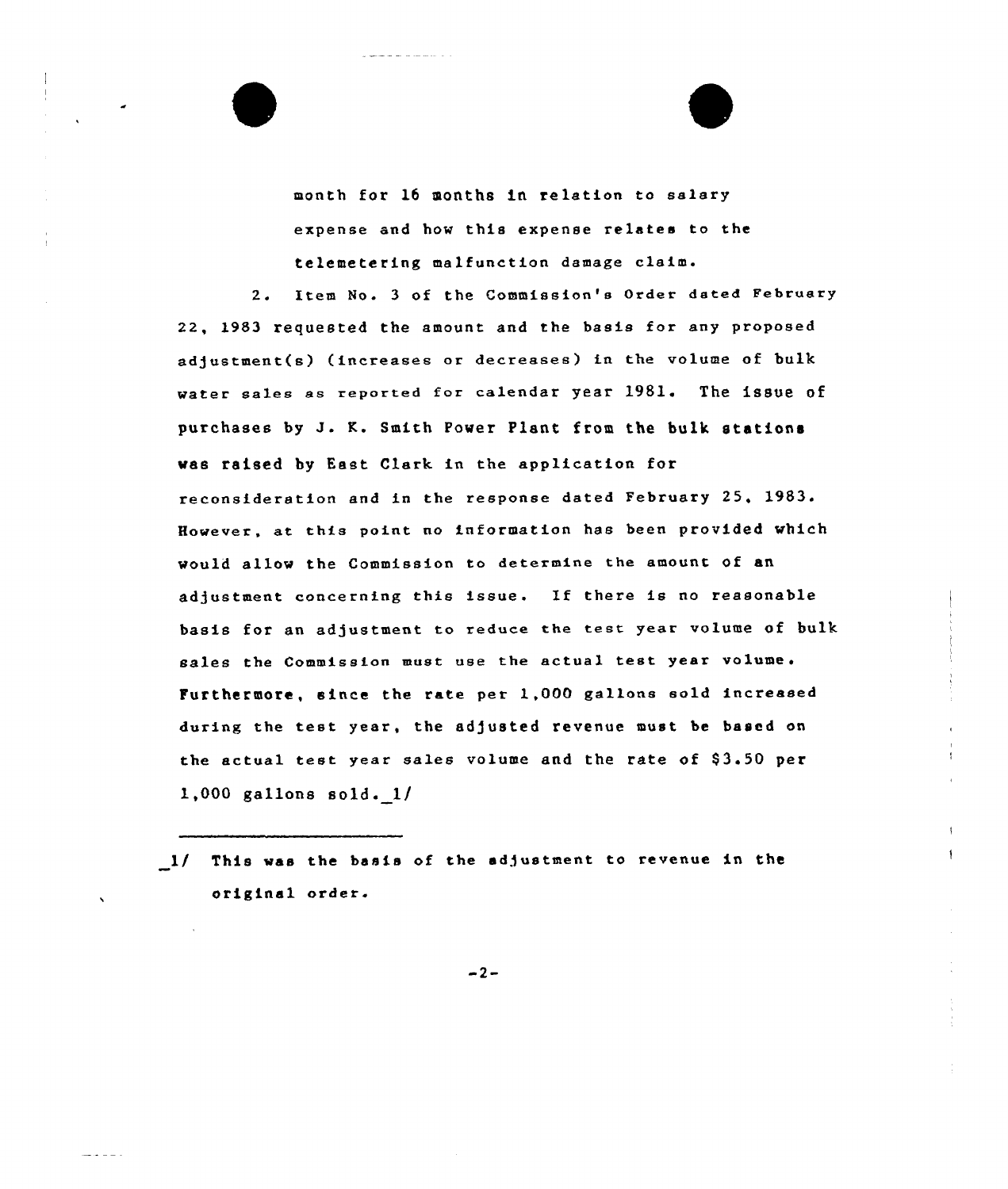month for 16 months in relation to salary expense and how this expense relates to the telemetering malfunction damage claim.

2. Item No. 3 of the Commission's Order dated February 22, 1983 requested the amount and the basis for any proposed adjustment(s) (increases or decreases) in the volume of bulk water sales as reported for calendar year 1981. The issue of purchases by J. K. Smith Power Plant from the bulk stations was raised by East Clark in the application for reconsideration and in the response dated February 25, 1983. However, at this point no information has been provided which would allow the Commission to determine the amount of an adjustment concerning this issue. If there is no reasonable basis for an adjustment to reduce the test year volume of bulk sales the Commission must use the actual test year volume. Furthermore, since the rate per 1,000 gallons sold increased during the test year, the adjusted revenue must be based on the actual test year sales volume and the rate of $3.50 per 1,000 gallons sold.[1]

---

[1] This was the basis of the adjustment to revenue in the original order.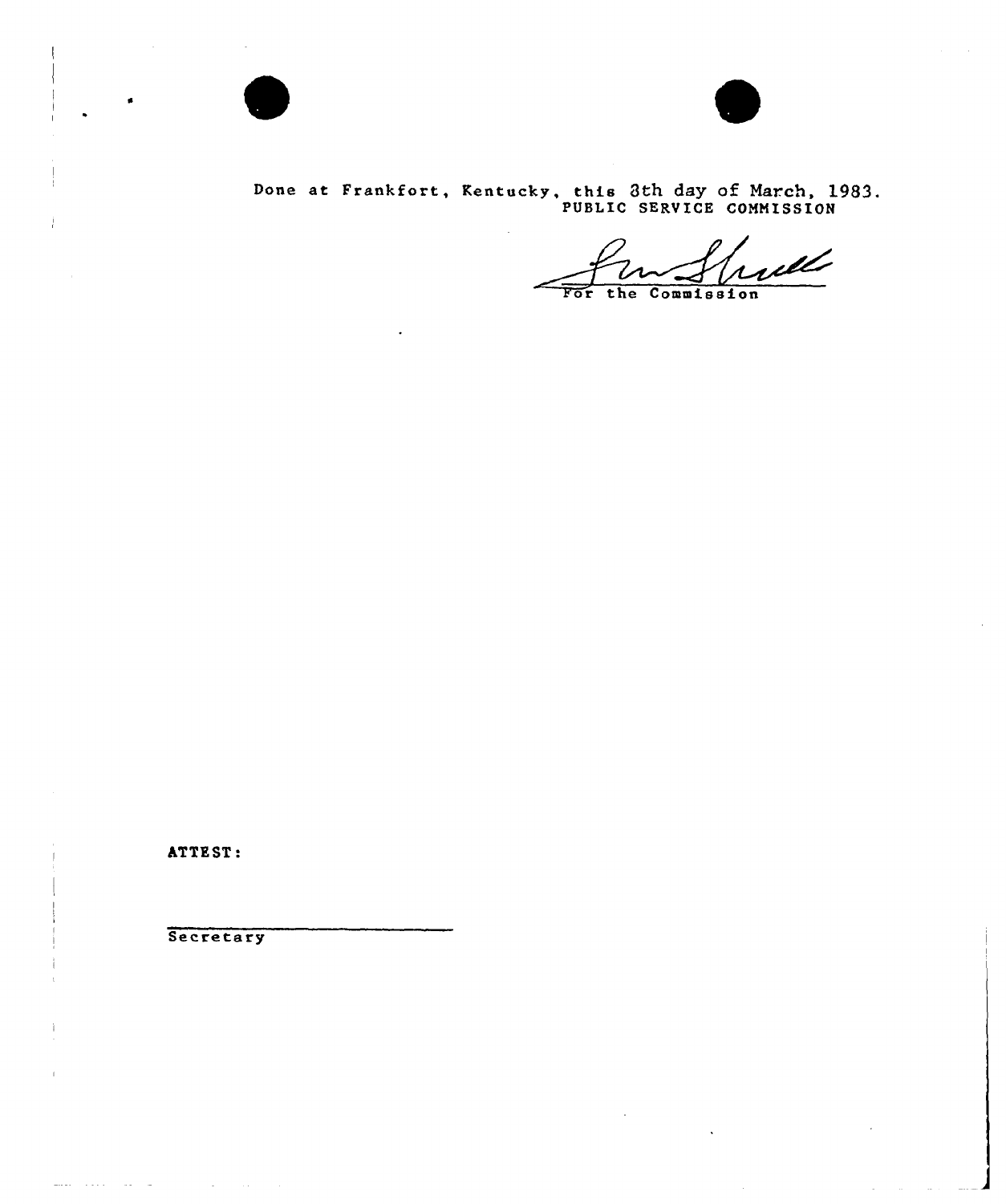Done at Frankfort, Kentucky, this 8th day of March, 1983.

PUBLIC SERVICE COMMISSION

For the Commission

ATTEST:

Secretary